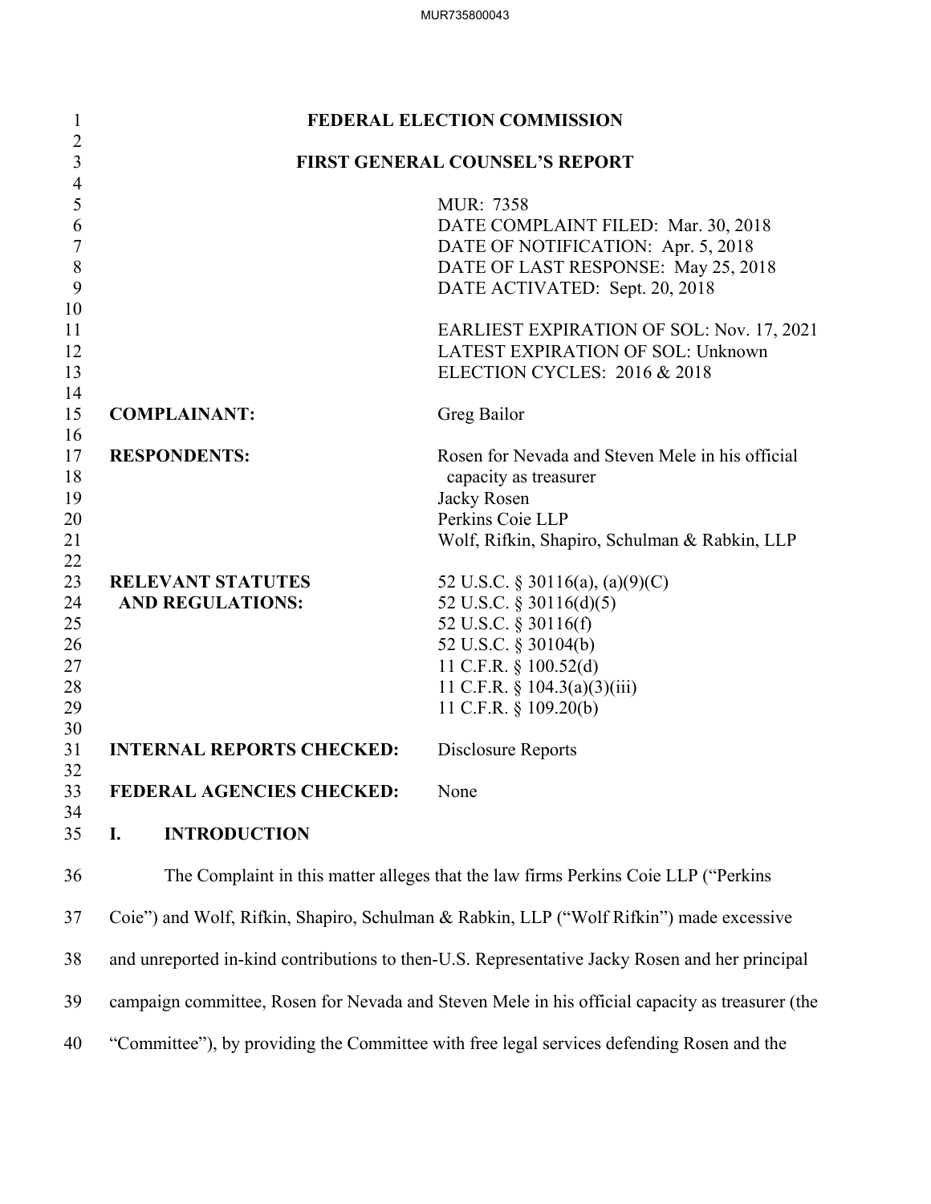# FEDERAL ELECTION COMMISSION

## FIRST GENERAL COUNSEL'S REPORT

MUR: 7358
DATE COMPLAINT FILED: Mar. 30, 2018
DATE OF NOTIFICATION: Apr. 5, 2018
DATE OF LAST RESPONSE: May 25, 2018
DATE ACTIVATED: Sept. 20, 2018

EARLIEST EXPIRATION OF SOL: Nov. 17, 2021
LATEST EXPIRATION OF SOL: Unknown
ELECTION CYCLES: 2016 & 2018

**COMPLAINANT:** Greg Bailor

**RESPONDENTS:** Rosen for Nevada and Steven Mele in his official capacity as treasurer
Jacky Rosen
Perkins Coie LLP
Wolf, Rifkin, Shapiro, Schulman & Rabkin, LLP

**RELEVANT STATUTES AND REGULATIONS:**
52 U.S.C. § 30116(a), (a)(9)(C)
52 U.S.C. § 30116(d)(5)
52 U.S.C. § 30116(f)
52 U.S.C. § 30104(b)
11 C.F.R. § 100.52(d)
11 C.F.R. § 104.3(a)(3)(iii)
11 C.F.R. § 109.20(b)

**INTERNAL REPORTS CHECKED:** Disclosure Reports

**FEDERAL AGENCIES CHECKED:** None

## I. INTRODUCTION

The Complaint in this matter alleges that the law firms Perkins Coie LLP ("Perkins Coie") and Wolf, Rifkin, Shapiro, Schulman & Rabkin, LLP ("Wolf Rifkin") made excessive and unreported in-kind contributions to then-U.S. Representative Jacky Rosen and her principal campaign committee, Rosen for Nevada and Steven Mele in his official capacity as treasurer (the "Committee"), by providing the Committee with free legal services defending Rosen and the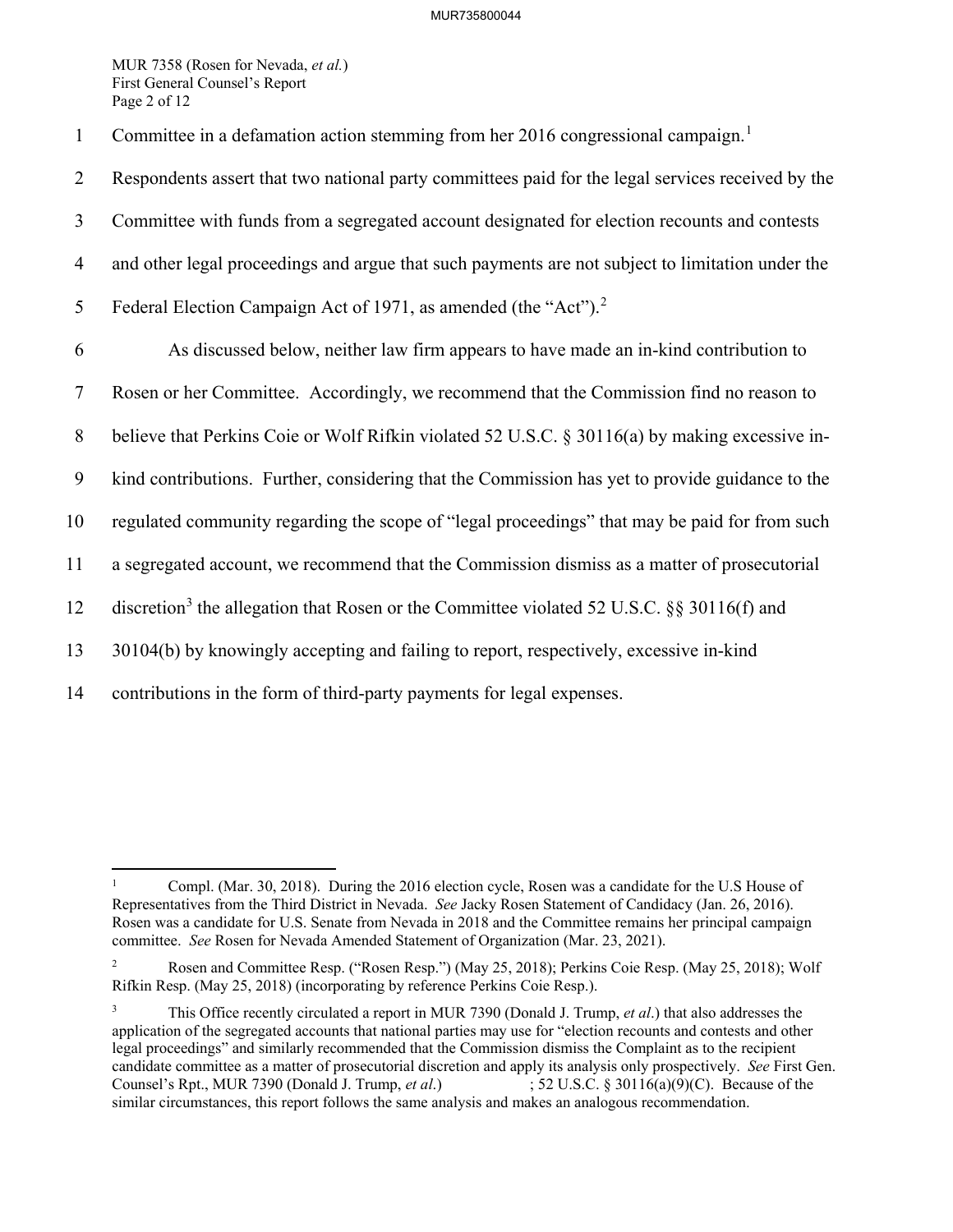Committee in a defamation action stemming from her 2016 congressional campaign.[1] Respondents assert that two national party committees paid for the legal services received by the Committee with funds from a segregated account designated for election recounts and contests and other legal proceedings and argue that such payments are not subject to limitation under the Federal Election Campaign Act of 1971, as amended (the "Act").[2]

As discussed below, neither law firm appears to have made an in-kind contribution to Rosen or her Committee. Accordingly, we recommend that the Commission find no reason to believe that Perkins Coie or Wolf Rifkin violated 52 U.S.C. § 30116(a) by making excessive in-kind contributions. Further, considering that the Commission has yet to provide guidance to the regulated community regarding the scope of "legal proceedings" that may be paid for from such a segregated account, we recommend that the Commission dismiss as a matter of prosecutorial discretion[3] the allegation that Rosen or the Committee violated 52 U.S.C. §§ 30116(f) and 30104(b) by knowingly accepting and failing to report, respectively, excessive in-kind contributions in the form of third-party payments for legal expenses.

---

[1] Compl. (Mar. 30, 2018). During the 2016 election cycle, Rosen was a candidate for the U.S House of Representatives from the Third District in Nevada. *See* Jacky Rosen Statement of Candidacy (Jan. 26, 2016). Rosen was a candidate for U.S. Senate from Nevada in 2018 and the Committee remains her principal campaign committee. *See* Rosen for Nevada Amended Statement of Organization (Mar. 23, 2021).

[2] Rosen and Committee Resp. ("Rosen Resp.") (May 25, 2018); Perkins Coie Resp. (May 25, 2018); Wolf Rifkin Resp. (May 25, 2018) (incorporating by reference Perkins Coie Resp.).

[3] This Office recently circulated a report in MUR 7390 (Donald J. Trump, *et al*.) that also addresses the application of the segregated accounts that national parties may use for "election recounts and contests and other legal proceedings" and similarly recommended that the Commission dismiss the Complaint as to the recipient candidate committee as a matter of prosecutorial discretion and apply its analysis only prospectively. *See* First Gen. Counsel's Rpt., MUR 7390 (Donald J. Trump, *et al*.) ; 52 U.S.C. § 30116(a)(9)(C). Because of the similar circumstances, this report follows the same analysis and makes an analogous recommendation.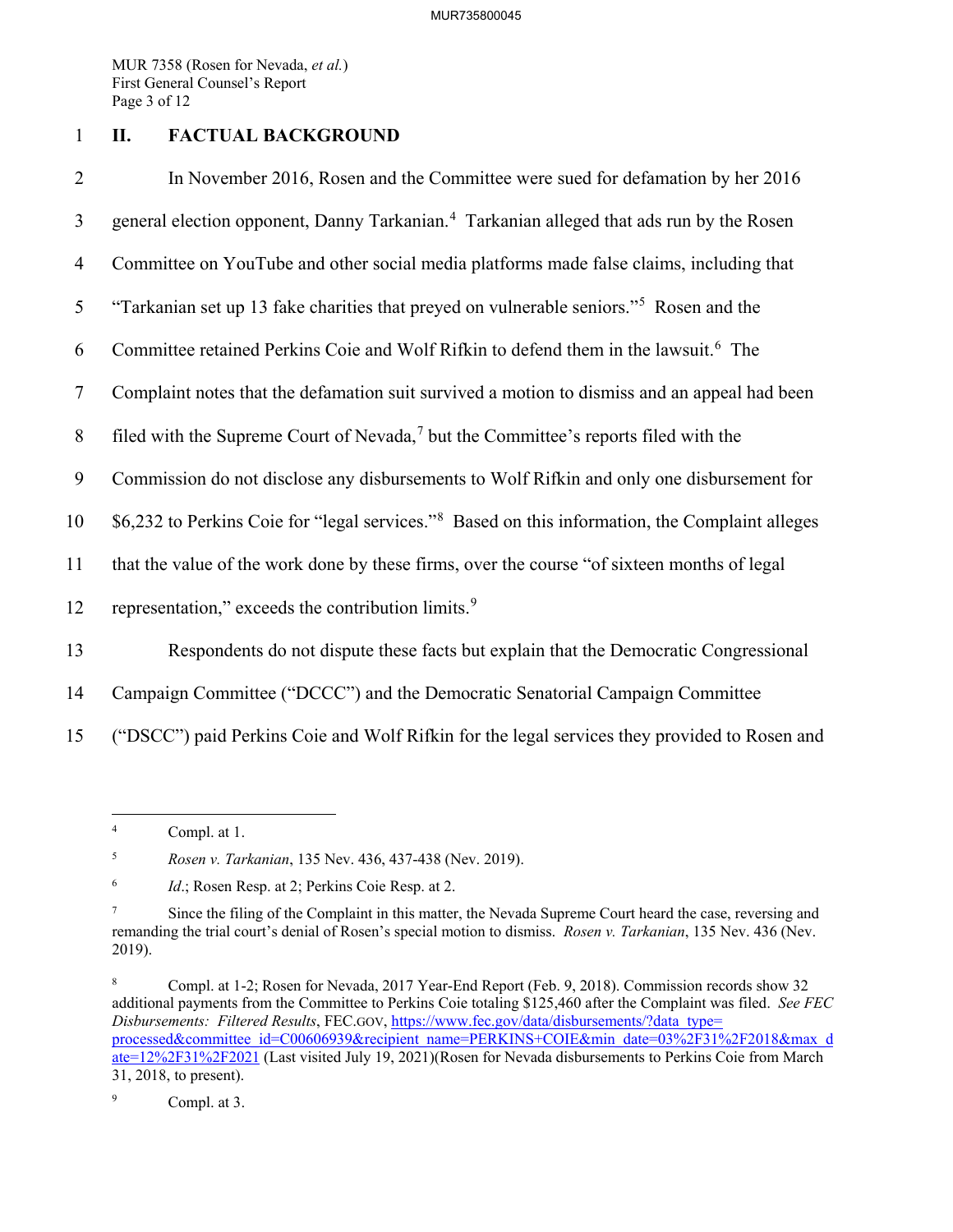## II. FACTUAL BACKGROUND

In November 2016, Rosen and the Committee were sued for defamation by her 2016 general election opponent, Danny Tarkanian.[4] Tarkanian alleged that ads run by the Rosen Committee on YouTube and other social media platforms made false claims, including that "Tarkanian set up 13 fake charities that preyed on vulnerable seniors."[5] Rosen and the Committee retained Perkins Coie and Wolf Rifkin to defend them in the lawsuit.[6] The Complaint notes that the defamation suit survived a motion to dismiss and an appeal had been filed with the Supreme Court of Nevada,[7] but the Committee's reports filed with the Commission do not disclose any disbursements to Wolf Rifkin and only one disbursement for $6,232 to Perkins Coie for "legal services."[8] Based on this information, the Complaint alleges that the value of the work done by these firms, over the course "of sixteen months of legal representation," exceeds the contribution limits.[9]

Respondents do not dispute these facts but explain that the Democratic Congressional Campaign Committee ("DCCC") and the Democratic Senatorial Campaign Committee ("DSCC") paid Perkins Coie and Wolf Rifkin for the legal services they provided to Rosen and

---

[4] Compl. at 1.

[5] *Rosen v. Tarkanian*, 135 Nev. 436, 437-438 (Nev. 2019).

[6] *Id.*; Rosen Resp. at 2; Perkins Coie Resp. at 2.

[7] Since the filing of the Complaint in this matter, the Nevada Supreme Court heard the case, reversing and remanding the trial court's denial of Rosen's special motion to dismiss. *Rosen v. Tarkanian*, 135 Nev. 436 (Nev. 2019).

[8] Compl. at 1-2; Rosen for Nevada, 2017 Year-End Report (Feb. 9, 2018). Commission records show 32 additional payments from the Committee to Perkins Coie totaling $125,460 after the Complaint was filed. *See FEC Disbursements: Filtered Results*, FEC.GOV, https://www.fec.gov/data/disbursements/?data_type=processed&committee_id=C00606939&recipient_name=PERKINS+COIE&min_date=03%2F31%2F2018&max_date=12%2F31%2F2021 (Last visited July 19, 2021)(Rosen for Nevada disbursements to Perkins Coie from March 31, 2018, to present).

[9] Compl. at 3.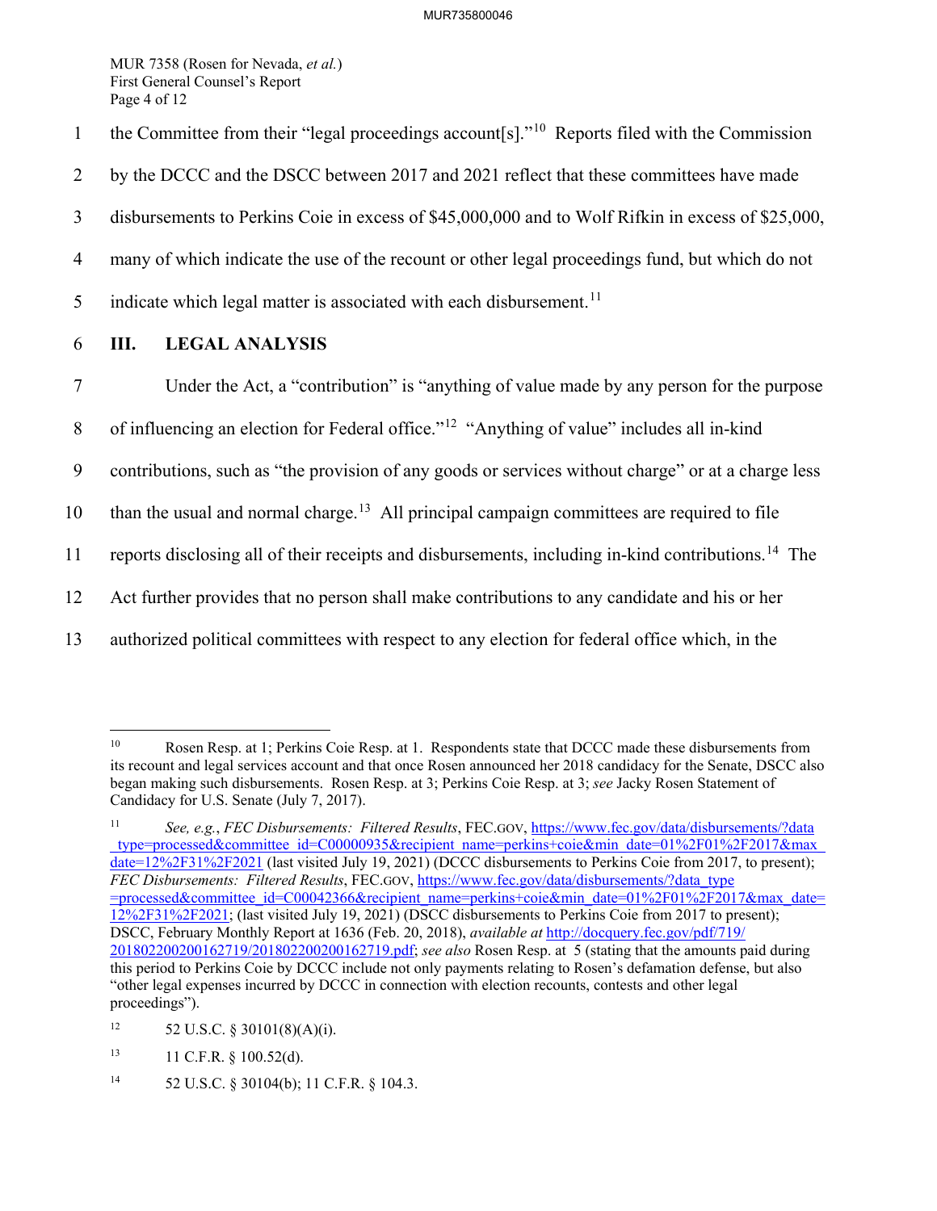the Committee from their "legal proceedings account[s]."[10] Reports filed with the Commission by the DCCC and the DSCC between 2017 and 2021 reflect that these committees have made disbursements to Perkins Coie in excess of $45,000,000 and to Wolf Rifkin in excess of $25,000, many of which indicate the use of the recount or other legal proceedings fund, but which do not indicate which legal matter is associated with each disbursement.[11]

## III. LEGAL ANALYSIS

Under the Act, a "contribution" is "anything of value made by any person for the purpose of influencing an election for Federal office."[12] "Anything of value" includes all in-kind contributions, such as "the provision of any goods or services without charge" or at a charge less than the usual and normal charge.[13] All principal campaign committees are required to file reports disclosing all of their receipts and disbursements, including in-kind contributions.[14] The Act further provides that no person shall make contributions to any candidate and his or her authorized political committees with respect to any election for federal office which, in the

---

[10] Rosen Resp. at 1; Perkins Coie Resp. at 1. Respondents state that DCCC made these disbursements from its recount and legal services account and that once Rosen announced her 2018 candidacy for the Senate, DSCC also began making such disbursements. Rosen Resp. at 3; Perkins Coie Resp. at 3; *see* Jacky Rosen Statement of Candidacy for U.S. Senate (July 7, 2017).

[11] *See, e.g.*, *FEC Disbursements: Filtered Results*, FEC.GOV, https://www.fec.gov/data/disbursements/?data_type=processed&committee_id=C00000935&recipient_name=perkins+coie&min_date=01%2F01%2F2017&max_date=12%2F31%2F2021 (last visited July 19, 2021) (DCCC disbursements to Perkins Coie from 2017, to present); *FEC Disbursements: Filtered Results*, FEC.GOV, https://www.fec.gov/data/disbursements/?data_type=processed&committee_id=C00042366&recipient_name=perkins+coie&min_date=01%2F01%2F2017&max_date=12%2F31%2F2021; (last visited July 19, 2021) (DSCC disbursements to Perkins Coie from 2017 to present); DSCC, February Monthly Report at 1636 (Feb. 20, 2018), *available at* http://docquery.fec.gov/pdf/719/201802200200162719/201802200200162719.pdf; *see also* Rosen Resp. at 5 (stating that the amounts paid during this period to Perkins Coie by DCCC include not only payments relating to Rosen's defamation defense, but also "other legal expenses incurred by DCCC in connection with election recounts, contests and other legal proceedings").

[12] 52 U.S.C. § 30101(8)(A)(i).

[13] 11 C.F.R. § 100.52(d).

[14] 52 U.S.C. § 30104(b); 11 C.F.R. § 104.3.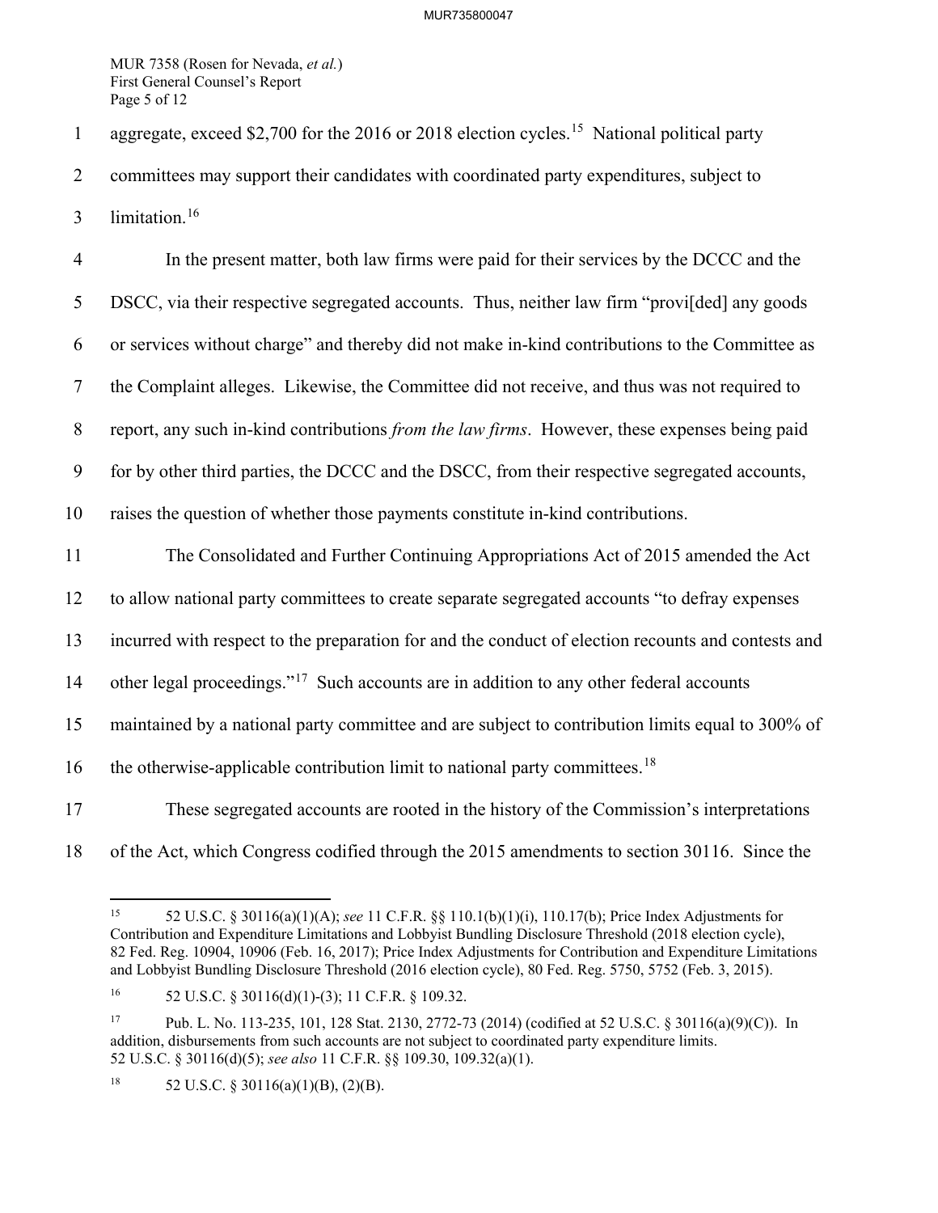aggregate, exceed $2,700 for the 2016 or 2018 election cycles.[15] National political party committees may support their candidates with coordinated party expenditures, subject to limitation.[16]

In the present matter, both law firms were paid for their services by the DCCC and the DSCC, via their respective segregated accounts. Thus, neither law firm "provi[ded] any goods or services without charge" and thereby did not make in-kind contributions to the Committee as the Complaint alleges. Likewise, the Committee did not receive, and thus was not required to report, any such in-kind contributions *from the law firms*. However, these expenses being paid for by other third parties, the DCCC and the DSCC, from their respective segregated accounts, raises the question of whether those payments constitute in-kind contributions.

The Consolidated and Further Continuing Appropriations Act of 2015 amended the Act to allow national party committees to create separate segregated accounts "to defray expenses incurred with respect to the preparation for and the conduct of election recounts and contests and other legal proceedings."[17] Such accounts are in addition to any other federal accounts maintained by a national party committee and are subject to contribution limits equal to 300% of the otherwise-applicable contribution limit to national party committees.[18]

These segregated accounts are rooted in the history of the Commission's interpretations of the Act, which Congress codified through the 2015 amendments to section 30116. Since the

---

[15] 52 U.S.C. § 30116(a)(1)(A); *see* 11 C.F.R. §§ 110.1(b)(1)(i), 110.17(b); Price Index Adjustments for Contribution and Expenditure Limitations and Lobbyist Bundling Disclosure Threshold (2018 election cycle), 82 Fed. Reg. 10904, 10906 (Feb. 16, 2017); Price Index Adjustments for Contribution and Expenditure Limitations and Lobbyist Bundling Disclosure Threshold (2016 election cycle), 80 Fed. Reg. 5750, 5752 (Feb. 3, 2015).

[16] 52 U.S.C. § 30116(d)(1)-(3); 11 C.F.R. § 109.32.

[17] Pub. L. No. 113-235, 101, 128 Stat. 2130, 2772-73 (2014) (codified at 52 U.S.C. § 30116(a)(9)(C)). In addition, disbursements from such accounts are not subject to coordinated party expenditure limits. 52 U.S.C. § 30116(d)(5); *see also* 11 C.F.R. §§ 109.30, 109.32(a)(1).

[18] 52 U.S.C. § 30116(a)(1)(B), (2)(B).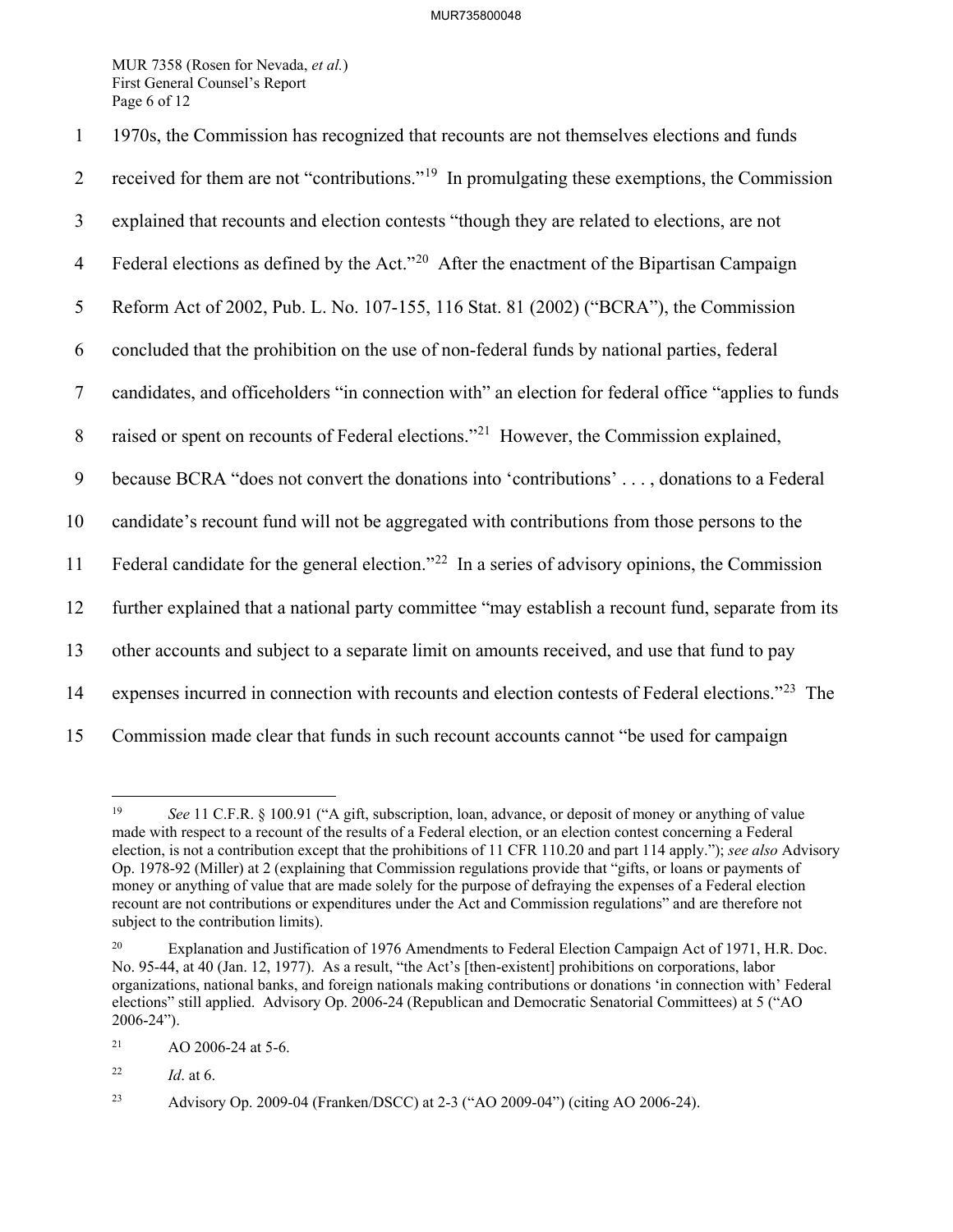1970s, the Commission has recognized that recounts are not themselves elections and funds received for them are not "contributions."[19] In promulgating these exemptions, the Commission explained that recounts and election contests "though they are related to elections, are not Federal elections as defined by the Act."[20] After the enactment of the Bipartisan Campaign Reform Act of 2002, Pub. L. No. 107-155, 116 Stat. 81 (2002) ("BCRA"), the Commission concluded that the prohibition on the use of non-federal funds by national parties, federal candidates, and officeholders "in connection with" an election for federal office "applies to funds raised or spent on recounts of Federal elections."[21] However, the Commission explained, because BCRA "does not convert the donations into 'contributions' . . . , donations to a Federal candidate's recount fund will not be aggregated with contributions from those persons to the Federal candidate for the general election."[22] In a series of advisory opinions, the Commission further explained that a national party committee "may establish a recount fund, separate from its other accounts and subject to a separate limit on amounts received, and use that fund to pay expenses incurred in connection with recounts and election contests of Federal elections."[23] The Commission made clear that funds in such recount accounts cannot "be used for campaign

---

[19] *See* 11 C.F.R. § 100.91 ("A gift, subscription, loan, advance, or deposit of money or anything of value made with respect to a recount of the results of a Federal election, or an election contest concerning a Federal election, is not a contribution except that the prohibitions of 11 CFR 110.20 and part 114 apply."); *see also* Advisory Op. 1978-92 (Miller) at 2 (explaining that Commission regulations provide that "gifts, or loans or payments of money or anything of value that are made solely for the purpose of defraying the expenses of a Federal election recount are not contributions or expenditures under the Act and Commission regulations" and are therefore not subject to the contribution limits).

[20] Explanation and Justification of 1976 Amendments to Federal Election Campaign Act of 1971, H.R. Doc. No. 95-44, at 40 (Jan. 12, 1977). As a result, "the Act's [then-existent] prohibitions on corporations, labor organizations, national banks, and foreign nationals making contributions or donations 'in connection with' Federal elections" still applied. Advisory Op. 2006-24 (Republican and Democratic Senatorial Committees) at 5 ("AO 2006-24").

[21] AO 2006-24 at 5-6.

[22] *Id*. at 6.

[23] Advisory Op. 2009-04 (Franken/DSCC) at 2-3 ("AO 2009-04") (citing AO 2006-24).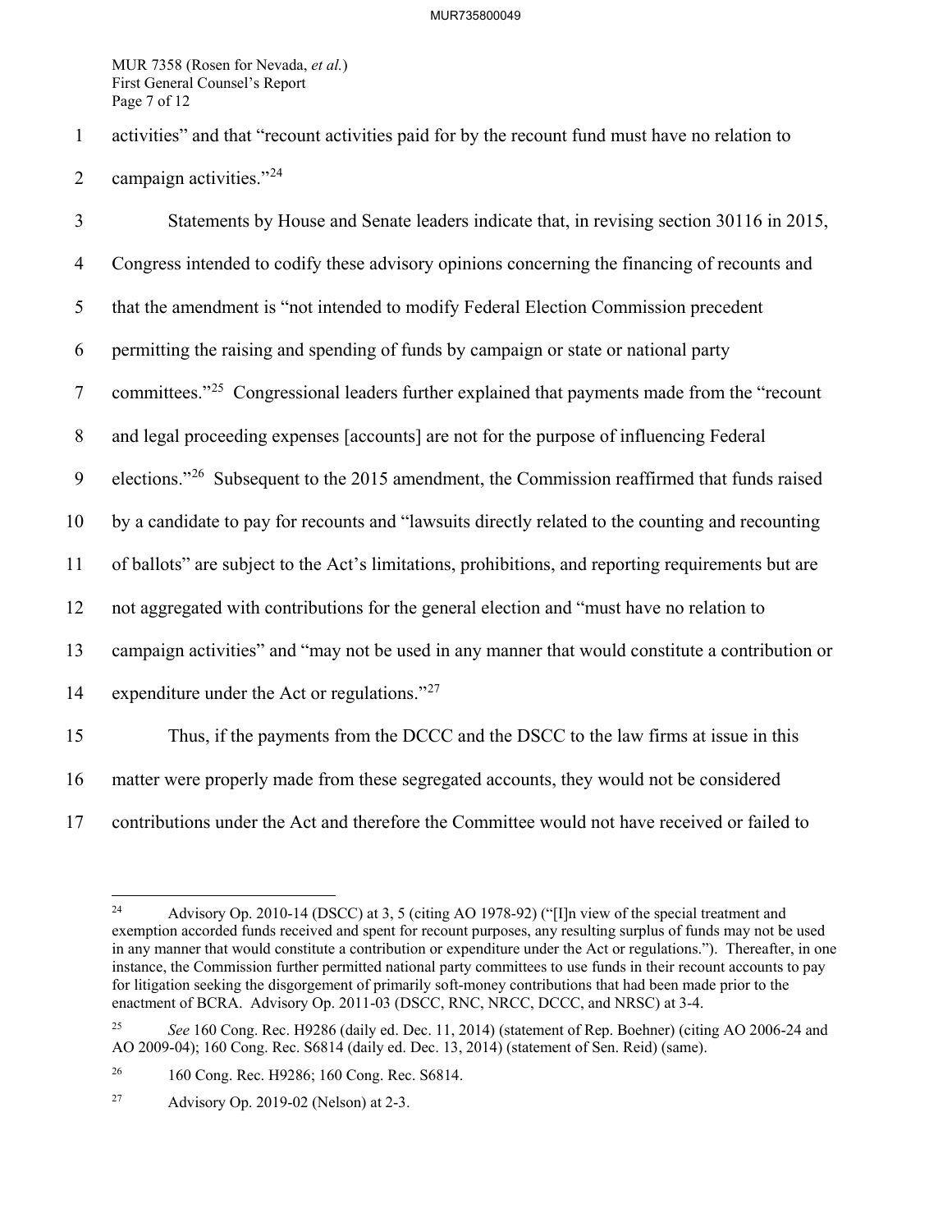activities" and that "recount activities paid for by the recount fund must have no relation to campaign activities."[24]

Statements by House and Senate leaders indicate that, in revising section 30116 in 2015, Congress intended to codify these advisory opinions concerning the financing of recounts and that the amendment is "not intended to modify Federal Election Commission precedent permitting the raising and spending of funds by campaign or state or national party committees."[25] Congressional leaders further explained that payments made from the "recount and legal proceeding expenses [accounts] are not for the purpose of influencing Federal elections."[26] Subsequent to the 2015 amendment, the Commission reaffirmed that funds raised by a candidate to pay for recounts and "lawsuits directly related to the counting and recounting of ballots" are subject to the Act's limitations, prohibitions, and reporting requirements but are not aggregated with contributions for the general election and "must have no relation to campaign activities" and "may not be used in any manner that would constitute a contribution or expenditure under the Act or regulations."[27]

Thus, if the payments from the DCCC and the DSCC to the law firms at issue in this matter were properly made from these segregated accounts, they would not be considered contributions under the Act and therefore the Committee would not have received or failed to

---

[24] Advisory Op. 2010-14 (DSCC) at 3, 5 (citing AO 1978-92) ("[I]n view of the special treatment and exemption accorded funds received and spent for recount purposes, any resulting surplus of funds may not be used in any manner that would constitute a contribution or expenditure under the Act or regulations."). Thereafter, in one instance, the Commission further permitted national party committees to use funds in their recount accounts to pay for litigation seeking the disgorgement of primarily soft-money contributions that had been made prior to the enactment of BCRA. Advisory Op. 2011-03 (DSCC, RNC, NRCC, DCCC, and NRSC) at 3-4.

[25] *See* 160 Cong. Rec. H9286 (daily ed. Dec. 11, 2014) (statement of Rep. Boehner) (citing AO 2006-24 and AO 2009-04); 160 Cong. Rec. S6814 (daily ed. Dec. 13, 2014) (statement of Sen. Reid) (same).

[26] 160 Cong. Rec. H9286; 160 Cong. Rec. S6814.

[27] Advisory Op. 2019-02 (Nelson) at 2-3.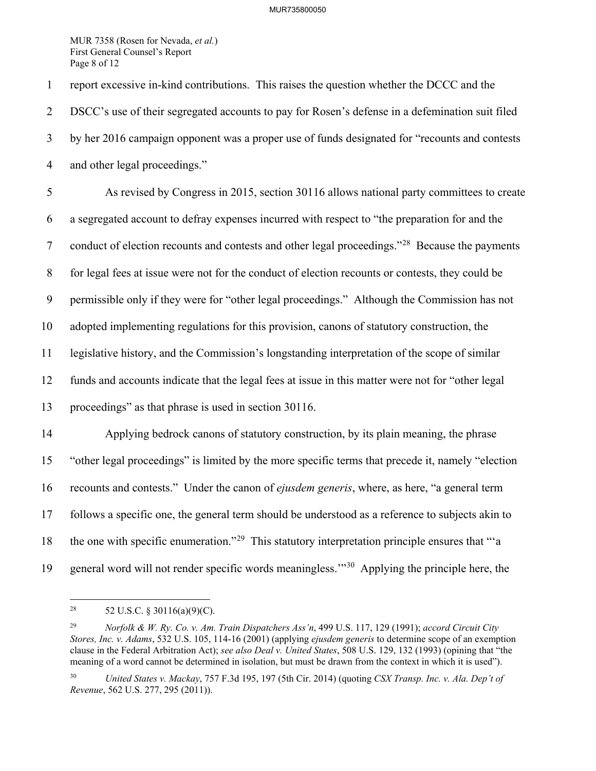report excessive in-kind contributions. This raises the question whether the DCCC and the DSCC's use of their segregated accounts to pay for Rosen's defense in a defemination suit filed by her 2016 campaign opponent was a proper use of funds designated for "recounts and contests and other legal proceedings."

As revised by Congress in 2015, section 30116 allows national party committees to create a segregated account to defray expenses incurred with respect to "the preparation for and the conduct of election recounts and contests and other legal proceedings."[28] Because the payments for legal fees at issue were not for the conduct of election recounts or contests, they could be permissible only if they were for "other legal proceedings." Although the Commission has not adopted implementing regulations for this provision, canons of statutory construction, the legislative history, and the Commission's longstanding interpretation of the scope of similar funds and accounts indicate that the legal fees at issue in this matter were not for "other legal proceedings" as that phrase is used in section 30116.

Applying bedrock canons of statutory construction, by its plain meaning, the phrase "other legal proceedings" is limited by the more specific terms that precede it, namely "election recounts and contests." Under the canon of *ejusdem generis*, where, as here, "a general term follows a specific one, the general term should be understood as a reference to subjects akin to the one with specific enumeration."[29] This statutory interpretation principle ensures that "'a general word will not render specific words meaningless.'"[30] Applying the principle here, the

---

[28] 52 U.S.C. § 30116(a)(9)(C).

[29] *Norfolk & W. Ry. Co. v. Am. Train Dispatchers Ass'n*, 499 U.S. 117, 129 (1991); *accord Circuit City Stores, Inc. v. Adams*, 532 U.S. 105, 114-16 (2001) (applying *ejusdem generis* to determine scope of an exemption clause in the Federal Arbitration Act); *see also Deal v. United States*, 508 U.S. 129, 132 (1993) (opining that "the meaning of a word cannot be determined in isolation, but must be drawn from the context in which it is used").

[30] *United States v. Mackay*, 757 F.3d 195, 197 (5th Cir. 2014) (quoting *CSX Transp. Inc. v. Ala. Dep't of Revenue*, 562 U.S. 277, 295 (2011)).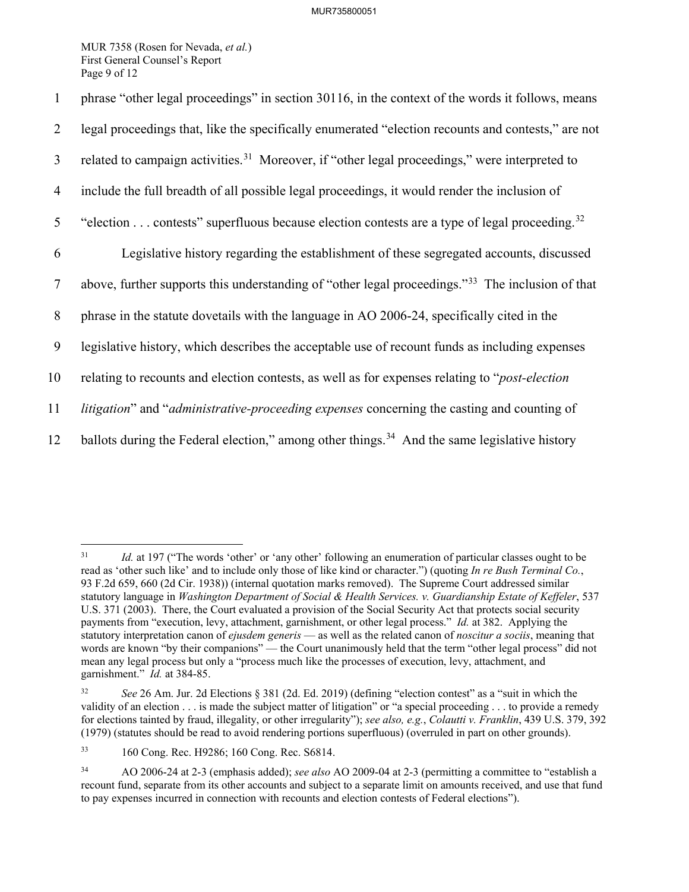phrase "other legal proceedings" in section 30116, in the context of the words it follows, means legal proceedings that, like the specifically enumerated "election recounts and contests," are not related to campaign activities.[31] Moreover, if "other legal proceedings," were interpreted to include the full breadth of all possible legal proceedings, it would render the inclusion of "election . . . contests" superfluous because election contests are a type of legal proceeding.[32]

Legislative history regarding the establishment of these segregated accounts, discussed above, further supports this understanding of "other legal proceedings."[33] The inclusion of that phrase in the statute dovetails with the language in AO 2006-24, specifically cited in the legislative history, which describes the acceptable use of recount funds as including expenses relating to recounts and election contests, as well as for expenses relating to "*post-election litigation*" and "*administrative-proceeding expenses* concerning the casting and counting of ballots during the Federal election," among other things.[34] And the same legislative history

---

[31] *Id.* at 197 ("The words 'other' or 'any other' following an enumeration of particular classes ought to be read as 'other such like' and to include only those of like kind or character.") (quoting *In re Bush Terminal Co.*, 93 F.2d 659, 660 (2d Cir. 1938)) (internal quotation marks removed). The Supreme Court addressed similar statutory language in *Washington Department of Social & Health Services. v. Guardianship Estate of Keffeler*, 537 U.S. 371 (2003). There, the Court evaluated a provision of the Social Security Act that protects social security payments from "execution, levy, attachment, garnishment, or other legal process." *Id.* at 382. Applying the statutory interpretation canon of *ejusdem generis* — as well as the related canon of *noscitur a sociis*, meaning that words are known "by their companions" — the Court unanimously held that the term "other legal process" did not mean any legal process but only a "process much like the processes of execution, levy, attachment, and garnishment." *Id.* at 384-85.

[32] *See* 26 Am. Jur. 2d Elections § 381 (2d. Ed. 2019) (defining "election contest" as a "suit in which the validity of an election . . . is made the subject matter of litigation" or "a special proceeding . . . to provide a remedy for elections tainted by fraud, illegality, or other irregularity"); *see also, e.g.*, *Colautti v. Franklin*, 439 U.S. 379, 392 (1979) (statutes should be read to avoid rendering portions superfluous) (overruled in part on other grounds).

[33] 160 Cong. Rec. H9286; 160 Cong. Rec. S6814.

[34] AO 2006-24 at 2-3 (emphasis added); *see also* AO 2009-04 at 2-3 (permitting a committee to "establish a recount fund, separate from its other accounts and subject to a separate limit on amounts received, and use that fund to pay expenses incurred in connection with recounts and election contests of Federal elections").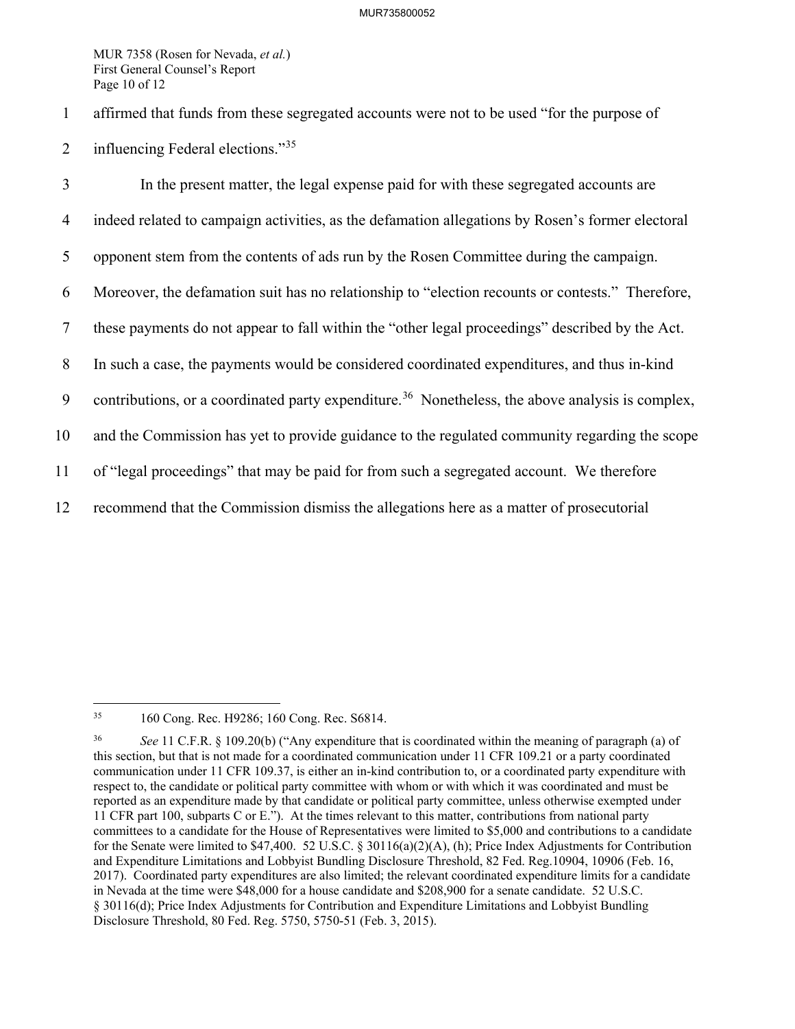affirmed that funds from these segregated accounts were not to be used "for the purpose of influencing Federal elections."[35]

In the present matter, the legal expense paid for with these segregated accounts are indeed related to campaign activities, as the defamation allegations by Rosen's former electoral opponent stem from the contents of ads run by the Rosen Committee during the campaign. Moreover, the defamation suit has no relationship to "election recounts or contests." Therefore, these payments do not appear to fall within the "other legal proceedings" described by the Act. In such a case, the payments would be considered coordinated expenditures, and thus in-kind contributions, or a coordinated party expenditure.[36] Nonetheless, the above analysis is complex, and the Commission has yet to provide guidance to the regulated community regarding the scope of "legal proceedings" that may be paid for from such a segregated account. We therefore recommend that the Commission dismiss the allegations here as a matter of prosecutorial

---

[35] 160 Cong. Rec. H9286; 160 Cong. Rec. S6814.

[36] *See* 11 C.F.R. § 109.20(b) ("Any expenditure that is coordinated within the meaning of paragraph (a) of this section, but that is not made for a coordinated communication under 11 CFR 109.21 or a party coordinated communication under 11 CFR 109.37, is either an in-kind contribution to, or a coordinated party expenditure with respect to, the candidate or political party committee with whom or with which it was coordinated and must be reported as an expenditure made by that candidate or political party committee, unless otherwise exempted under 11 CFR part 100, subparts C or E."). At the times relevant to this matter, contributions from national party committees to a candidate for the House of Representatives were limited to $5,000 and contributions to a candidate for the Senate were limited to $47,400. 52 U.S.C. § 30116(a)(2)(A), (h); Price Index Adjustments for Contribution and Expenditure Limitations and Lobbyist Bundling Disclosure Threshold, 82 Fed. Reg.10904, 10906 (Feb. 16, 2017). Coordinated party expenditures are also limited; the relevant coordinated expenditure limits for a candidate in Nevada at the time were $48,000 for a house candidate and $208,900 for a senate candidate. 52 U.S.C. § 30116(d); Price Index Adjustments for Contribution and Expenditure Limitations and Lobbyist Bundling Disclosure Threshold, 80 Fed. Reg. 5750, 5750-51 (Feb. 3, 2015).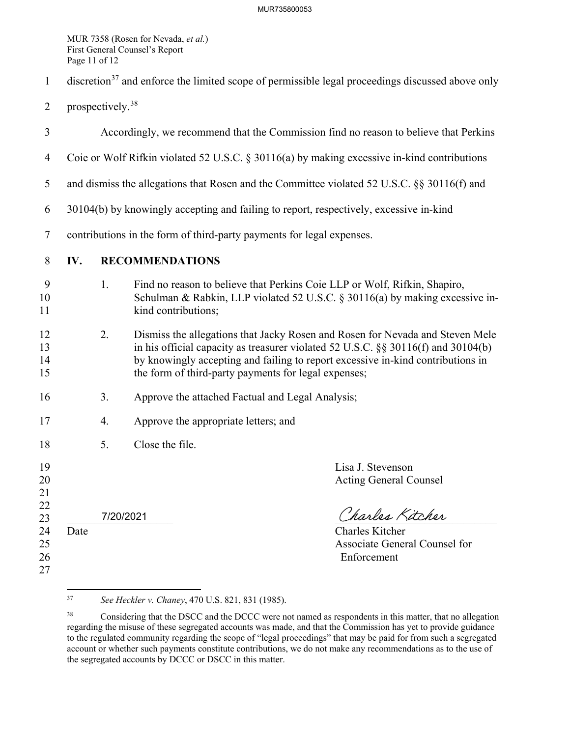discretion[37] and enforce the limited scope of permissible legal proceedings discussed above only prospectively.[38]

Accordingly, we recommend that the Commission find no reason to believe that Perkins Coie or Wolf Rifkin violated 52 U.S.C. § 30116(a) by making excessive in-kind contributions and dismiss the allegations that Rosen and the Committee violated 52 U.S.C. §§ 30116(f) and 30104(b) by knowingly accepting and failing to report, respectively, excessive in-kind contributions in the form of third-party payments for legal expenses.

## IV. RECOMMENDATIONS

1. Find no reason to believe that Perkins Coie LLP or Wolf, Rifkin, Shapiro, Schulman & Rabkin, LLP violated 52 U.S.C. § 30116(a) by making excessive in-kind contributions;

2. Dismiss the allegations that Jacky Rosen and Rosen for Nevada and Steven Mele in his official capacity as treasurer violated 52 U.S.C. §§ 30116(f) and 30104(b) by knowingly accepting and failing to report excessive in-kind contributions in the form of third-party payments for legal expenses;

3. Approve the attached Factual and Legal Analysis;

4. Approve the appropriate letters; and

5. Close the file.

Lisa J. Stevenson
Acting General Counsel

7/20/2021
Date

Charles Kitcher
Charles Kitcher
Associate General Counsel for Enforcement

---

[37] *See Heckler v. Chaney*, 470 U.S. 821, 831 (1985).

[38] Considering that the DSCC and the DCCC were not named as respondents in this matter, that no allegation regarding the misuse of these segregated accounts was made, and that the Commission has yet to provide guidance to the regulated community regarding the scope of "legal proceedings" that may be paid for from such a segregated account or whether such payments constitute contributions, we do not make any recommendations as to the use of the segregated accounts by DCCC or DSCC in this matter.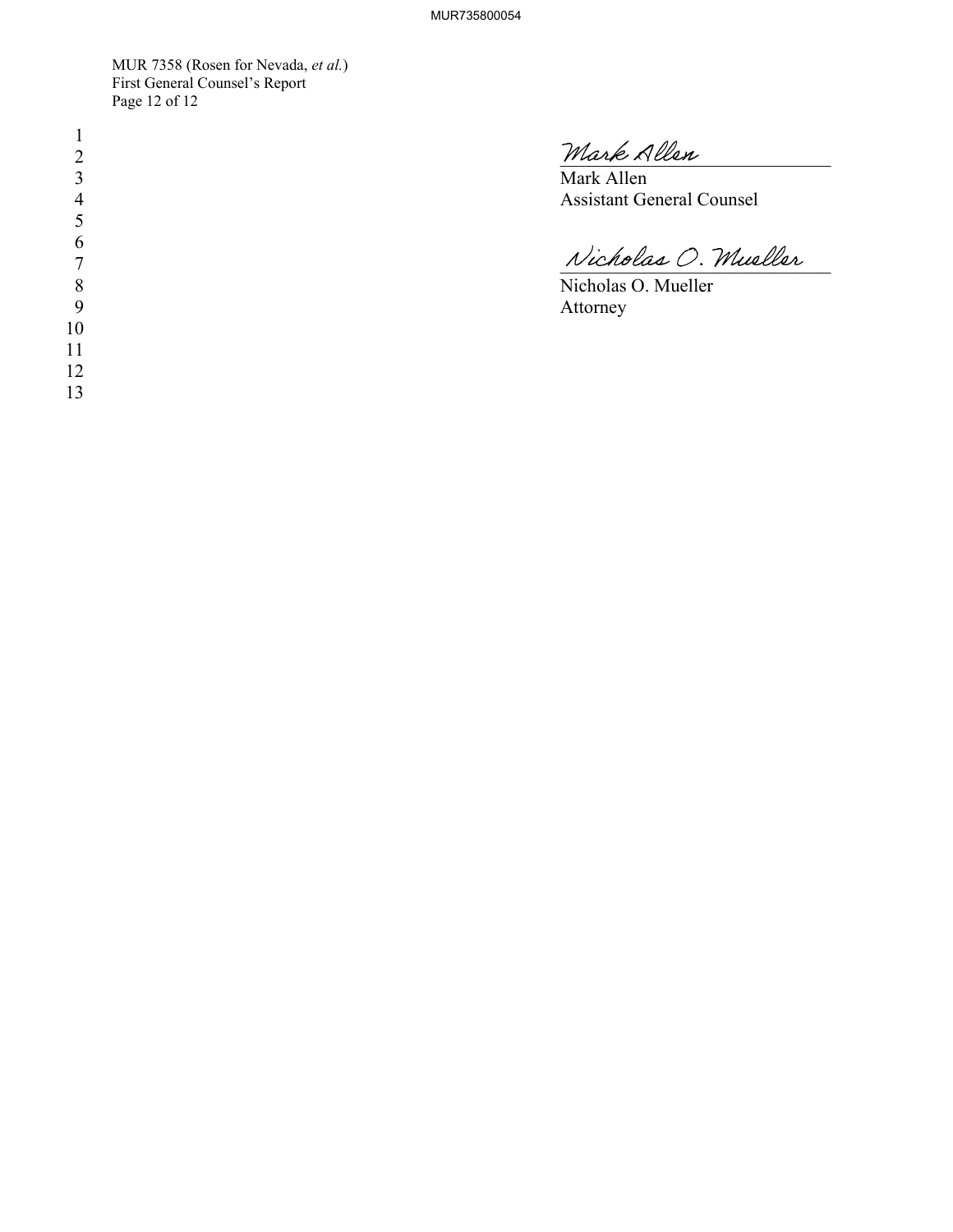Mark Allen

Mark Allen
Assistant General Counsel

Nicholas O. Mueller

Nicholas O. Mueller
Attorney